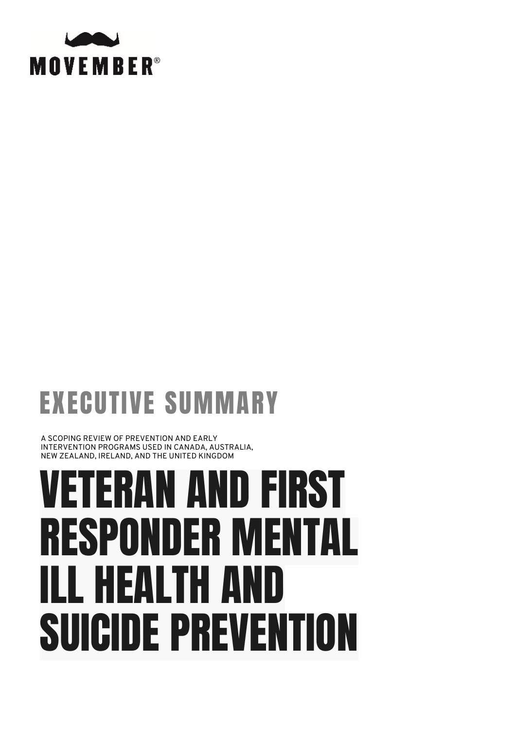MOVEMBER®

## EXECUTIVE SUMMARY

A SCOPING REVIEW OF PREVENTION AND EARLY INTERVENTION PROGRAMS USED IN CANADA, AUSTRALIA, NEW ZEALAND, IRELAND, AND THE UNITED KINGDOM

# VETERAN AND FIRST RESPONDER MENTAL ILL HEALTH AND SUICIDE PREVENTION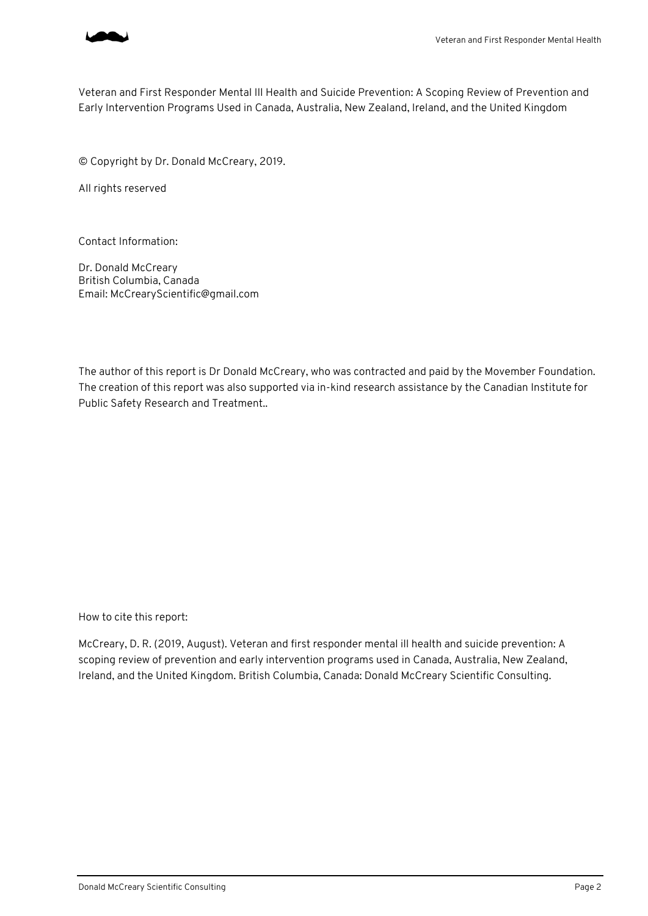Veteran and First Responder Mental Ill Health and Suicide Prevention: A Scoping Review of Prevention and Early Intervention Programs Used in Canada, Australia, New Zealand, Ireland, and the United Kingdom

© Copyright by Dr. Donald McCreary, 2019.

All rights reserved

Contact Information:

Dr. Donald McCreary
British Columbia, Canada
Email: McCrearyScientific@gmail.com

The author of this report is Dr Donald McCreary, who was contracted and paid by the Movember Foundation. The creation of this report was also supported via in-kind research assistance by the Canadian Institute for Public Safety Research and Treatment..

How to cite this report:

McCreary, D. R. (2019, August). Veteran and first responder mental ill health and suicide prevention: A scoping review of prevention and early intervention programs used in Canada, Australia, New Zealand, Ireland, and the United Kingdom. British Columbia, Canada: Donald McCreary Scientific Consulting.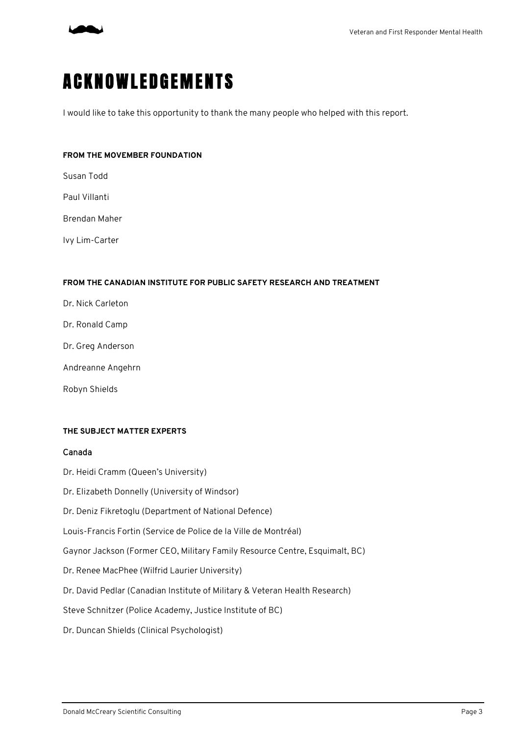# ACKNOWLEDGEMENTS

I would like to take this opportunity to thank the many people who helped with this report.

**FROM THE MOVEMBER FOUNDATION**

Susan Todd

Paul Villanti

Brendan Maher

Ivy Lim-Carter

**FROM THE CANADIAN INSTITUTE FOR PUBLIC SAFETY RESEARCH AND TREATMENT**

Dr. Nick Carleton

Dr. Ronald Camp

Dr. Greg Anderson

Andreanne Angehrn

Robyn Shields

**THE SUBJECT MATTER EXPERTS**

### Canada

Dr. Heidi Cramm (Queen's University)

Dr. Elizabeth Donnelly (University of Windsor)

Dr. Deniz Fikretoglu (Department of National Defence)

Louis-Francis Fortin (Service de Police de la Ville de Montréal)

Gaynor Jackson (Former CEO, Military Family Resource Centre, Esquimalt, BC)

Dr. Renee MacPhee (Wilfrid Laurier University)

Dr. David Pedlar (Canadian Institute of Military & Veteran Health Research)

Steve Schnitzer (Police Academy, Justice Institute of BC)

Dr. Duncan Shields (Clinical Psychologist)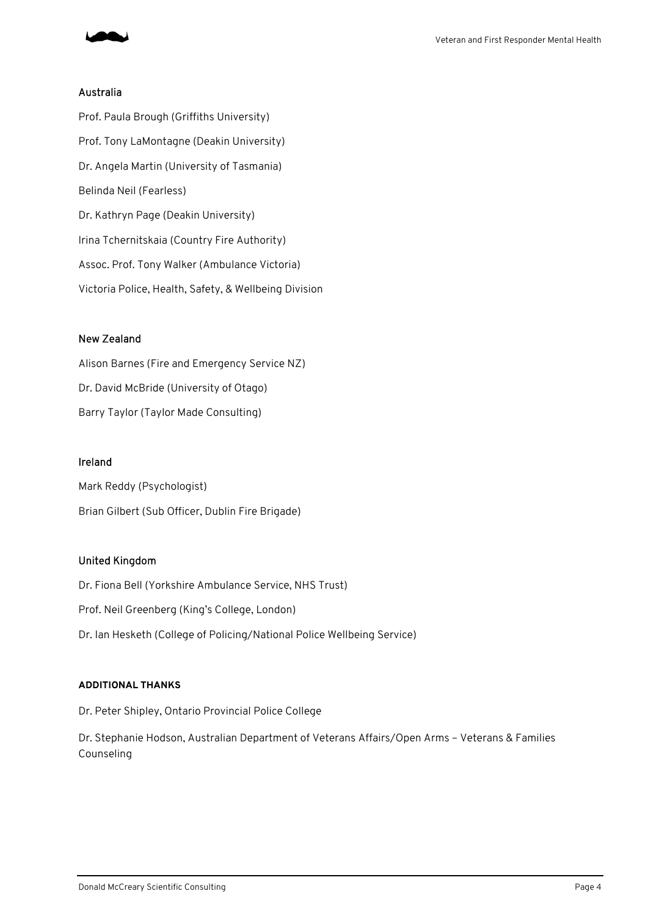### Australia

Prof. Paula Brough (Griffiths University)

Prof. Tony LaMontagne (Deakin University)

Dr. Angela Martin (University of Tasmania)

Belinda Neil (Fearless)

Dr. Kathryn Page (Deakin University)

Irina Tchernitskaia (Country Fire Authority)

Assoc. Prof. Tony Walker (Ambulance Victoria)

Victoria Police, Health, Safety, & Wellbeing Division

### New Zealand

Alison Barnes (Fire and Emergency Service NZ)

Dr. David McBride (University of Otago)

Barry Taylor (Taylor Made Consulting)

### Ireland

Mark Reddy (Psychologist)

Brian Gilbert (Sub Officer, Dublin Fire Brigade)

### United Kingdom

Dr. Fiona Bell (Yorkshire Ambulance Service, NHS Trust)

Prof. Neil Greenberg (King's College, London)

Dr. Ian Hesketh (College of Policing/National Police Wellbeing Service)

**ADDITIONAL THANKS**

Dr. Peter Shipley, Ontario Provincial Police College

Dr. Stephanie Hodson, Australian Department of Veterans Affairs/Open Arms – Veterans & Families Counseling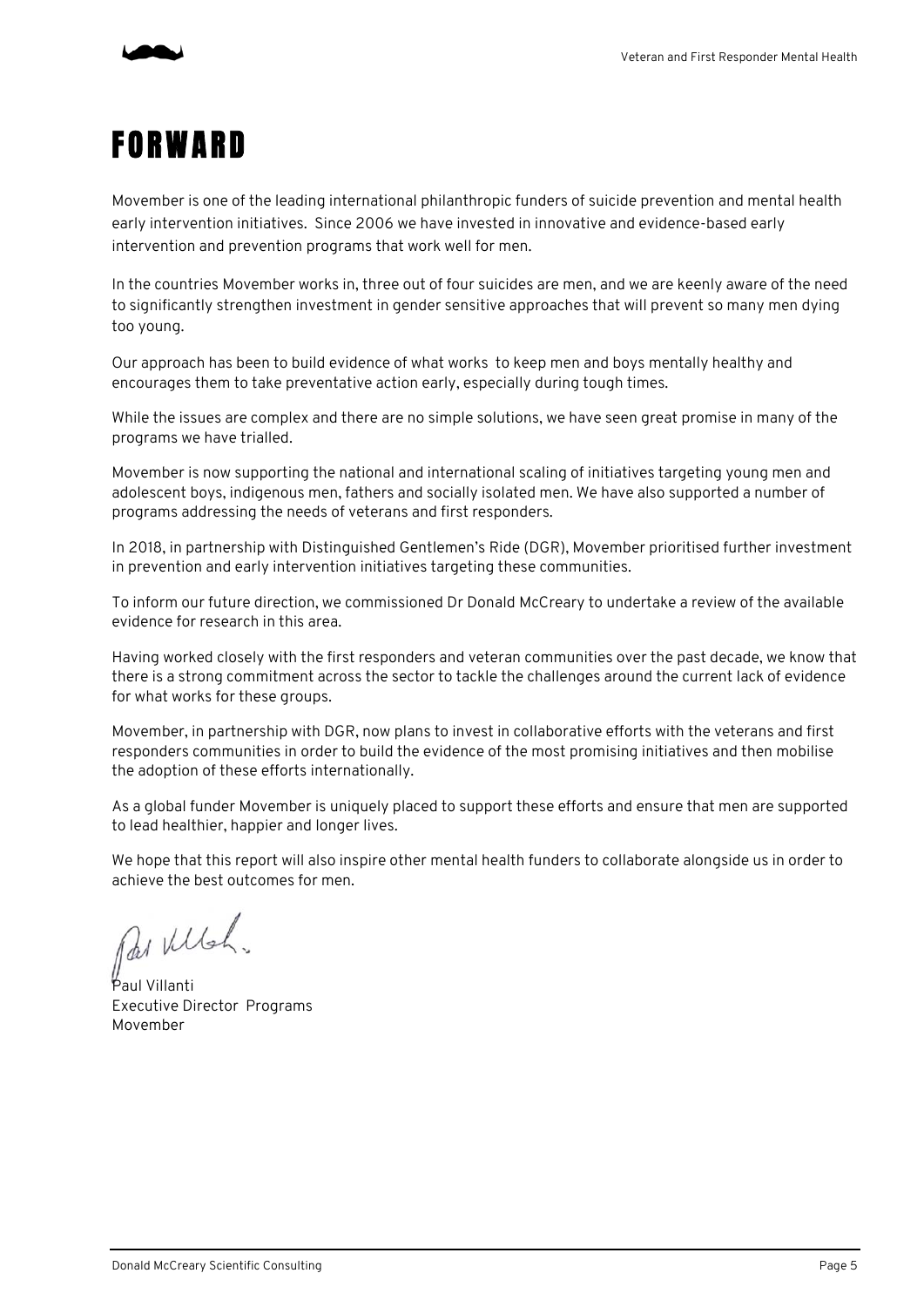# FORWARD

Movember is one of the leading international philanthropic funders of suicide prevention and mental health early intervention initiatives. Since 2006 we have invested in innovative and evidence-based early intervention and prevention programs that work well for men.

In the countries Movember works in, three out of four suicides are men, and we are keenly aware of the need to significantly strengthen investment in gender sensitive approaches that will prevent so many men dying too young.

Our approach has been to build evidence of what works to keep men and boys mentally healthy and encourages them to take preventative action early, especially during tough times.

While the issues are complex and there are no simple solutions, we have seen great promise in many of the programs we have trialled.

Movember is now supporting the national and international scaling of initiatives targeting young men and adolescent boys, indigenous men, fathers and socially isolated men. We have also supported a number of programs addressing the needs of veterans and first responders.

In 2018, in partnership with Distinguished Gentlemen's Ride (DGR), Movember prioritised further investment in prevention and early intervention initiatives targeting these communities.

To inform our future direction, we commissioned Dr Donald McCreary to undertake a review of the available evidence for research in this area.

Having worked closely with the first responders and veteran communities over the past decade, we know that there is a strong commitment across the sector to tackle the challenges around the current lack of evidence for what works for these groups.

Movember, in partnership with DGR, now plans to invest in collaborative efforts with the veterans and first responders communities in order to build the evidence of the most promising initiatives and then mobilise the adoption of these efforts internationally.

As a global funder Movember is uniquely placed to support these efforts and ensure that men are supported to lead healthier, happier and longer lives.

We hope that this report will also inspire other mental health funders to collaborate alongside us in order to achieve the best outcomes for men.

Paul Villanti
Executive Director Programs
Movember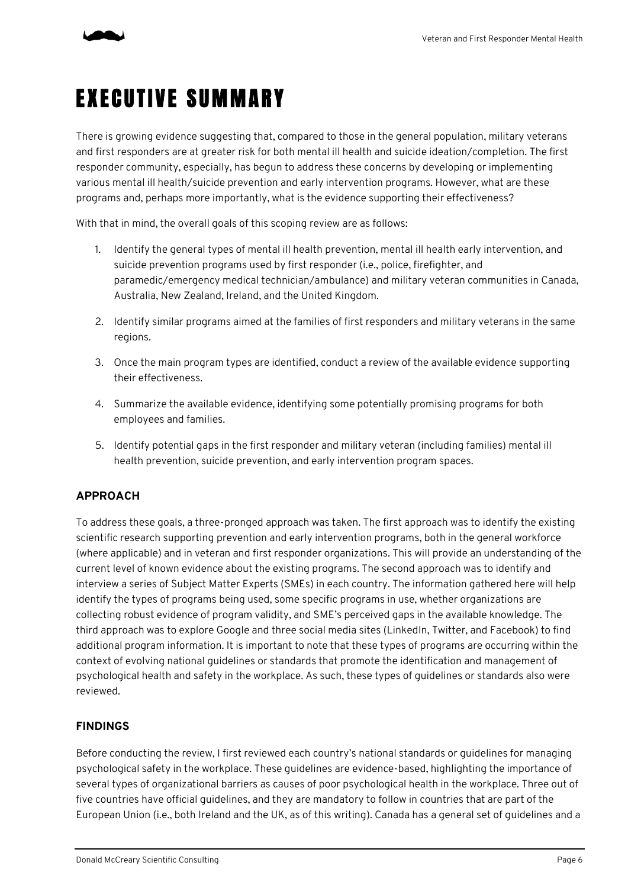# EXECUTIVE SUMMARY

There is growing evidence suggesting that, compared to those in the general population, military veterans and first responders are at greater risk for both mental ill health and suicide ideation/completion. The first responder community, especially, has begun to address these concerns by developing or implementing various mental ill health/suicide prevention and early intervention programs. However, what are these programs and, perhaps more importantly, what is the evidence supporting their effectiveness?

With that in mind, the overall goals of this scoping review are as follows:

1. Identify the general types of mental ill health prevention, mental ill health early intervention, and suicide prevention programs used by first responder (i.e., police, firefighter, and paramedic/emergency medical technician/ambulance) and military veteran communities in Canada, Australia, New Zealand, Ireland, and the United Kingdom.
2. Identify similar programs aimed at the families of first responders and military veterans in the same regions.
3. Once the main program types are identified, conduct a review of the available evidence supporting their effectiveness.
4. Summarize the available evidence, identifying some potentially promising programs for both employees and families.
5. Identify potential gaps in the first responder and military veteran (including families) mental ill health prevention, suicide prevention, and early intervention program spaces.

## APPROACH

To address these goals, a three-pronged approach was taken. The first approach was to identify the existing scientific research supporting prevention and early intervention programs, both in the general workforce (where applicable) and in veteran and first responder organizations. This will provide an understanding of the current level of known evidence about the existing programs. The second approach was to identify and interview a series of Subject Matter Experts (SMEs) in each country. The information gathered here will help identify the types of programs being used, some specific programs in use, whether organizations are collecting robust evidence of program validity, and SME's perceived gaps in the available knowledge. The third approach was to explore Google and three social media sites (LinkedIn, Twitter, and Facebook) to find additional program information. It is important to note that these types of programs are occurring within the context of evolving national guidelines or standards that promote the identification and management of psychological health and safety in the workplace. As such, these types of guidelines or standards also were reviewed.

## FINDINGS

Before conducting the review, I first reviewed each country's national standards or guidelines for managing psychological safety in the workplace. These guidelines are evidence-based, highlighting the importance of several types of organizational barriers as causes of poor psychological health in the workplace. Three out of five countries have official guidelines, and they are mandatory to follow in countries that are part of the European Union (i.e., both Ireland and the UK, as of this writing). Canada has a general set of guidelines and a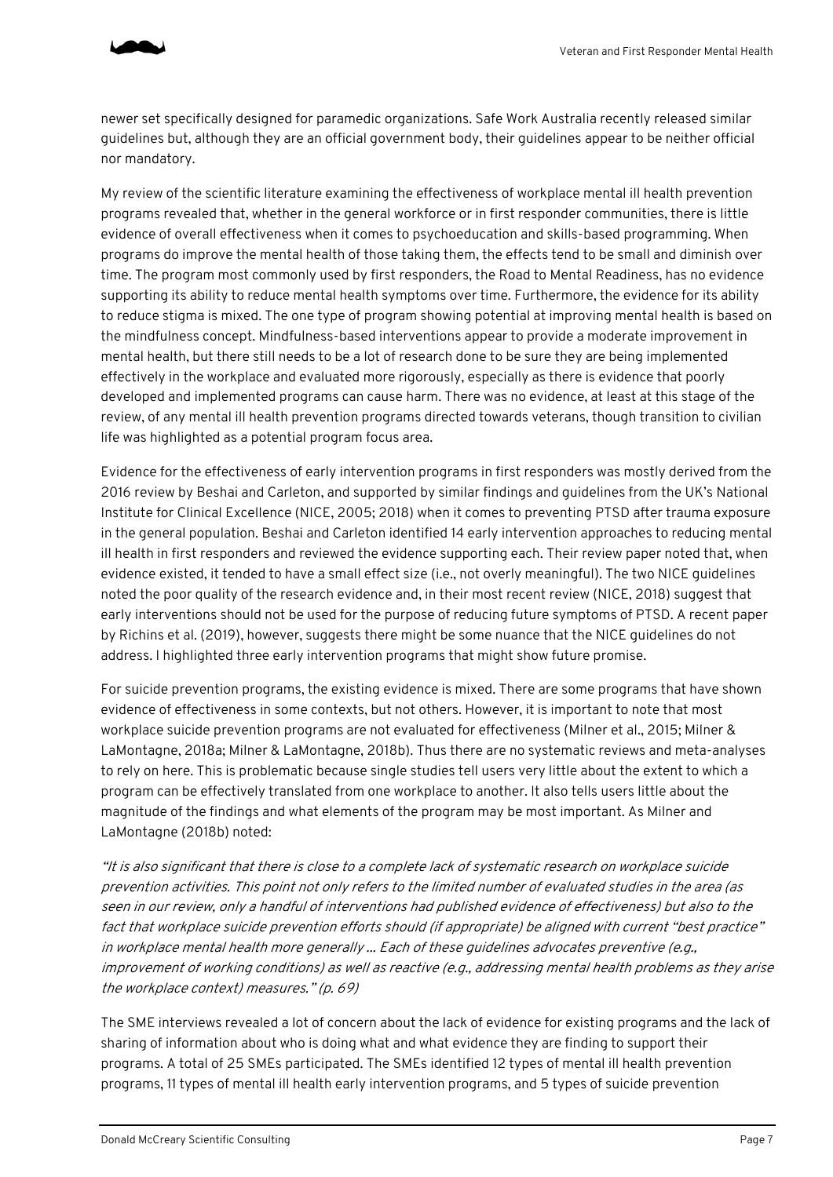newer set specifically designed for paramedic organizations. Safe Work Australia recently released similar guidelines but, although they are an official government body, their guidelines appear to be neither official nor mandatory.

My review of the scientific literature examining the effectiveness of workplace mental ill health prevention programs revealed that, whether in the general workforce or in first responder communities, there is little evidence of overall effectiveness when it comes to psychoeducation and skills-based programming. When programs do improve the mental health of those taking them, the effects tend to be small and diminish over time. The program most commonly used by first responders, the Road to Mental Readiness, has no evidence supporting its ability to reduce mental health symptoms over time. Furthermore, the evidence for its ability to reduce stigma is mixed. The one type of program showing potential at improving mental health is based on the mindfulness concept. Mindfulness-based interventions appear to provide a moderate improvement in mental health, but there still needs to be a lot of research done to be sure they are being implemented effectively in the workplace and evaluated more rigorously, especially as there is evidence that poorly developed and implemented programs can cause harm. There was no evidence, at least at this stage of the review, of any mental ill health prevention programs directed towards veterans, though transition to civilian life was highlighted as a potential program focus area.

Evidence for the effectiveness of early intervention programs in first responders was mostly derived from the 2016 review by Beshai and Carleton, and supported by similar findings and guidelines from the UK's National Institute for Clinical Excellence (NICE, 2005; 2018) when it comes to preventing PTSD after trauma exposure in the general population. Beshai and Carleton identified 14 early intervention approaches to reducing mental ill health in first responders and reviewed the evidence supporting each. Their review paper noted that, when evidence existed, it tended to have a small effect size (i.e., not overly meaningful). The two NICE guidelines noted the poor quality of the research evidence and, in their most recent review (NICE, 2018) suggest that early interventions should not be used for the purpose of reducing future symptoms of PTSD. A recent paper by Richins et al. (2019), however, suggests there might be some nuance that the NICE guidelines do not address. I highlighted three early intervention programs that might show future promise.

For suicide prevention programs, the existing evidence is mixed. There are some programs that have shown evidence of effectiveness in some contexts, but not others. However, it is important to note that most workplace suicide prevention programs are not evaluated for effectiveness (Milner et al., 2015; Milner & LaMontagne, 2018a; Milner & LaMontagne, 2018b). Thus there are no systematic reviews and meta-analyses to rely on here. This is problematic because single studies tell users very little about the extent to which a program can be effectively translated from one workplace to another. It also tells users little about the magnitude of the findings and what elements of the program may be most important. As Milner and LaMontagne (2018b) noted:

*"It is also significant that there is close to a complete lack of systematic research on workplace suicide prevention activities. This point not only refers to the limited number of evaluated studies in the area (as seen in our review, only a handful of interventions had published evidence of effectiveness) but also to the fact that workplace suicide prevention efforts should (if appropriate) be aligned with current "best practice" in workplace mental health more generally … Each of these guidelines advocates preventive (e.g., improvement of working conditions) as well as reactive (e.g., addressing mental health problems as they arise the workplace context) measures." (p. 69)*

The SME interviews revealed a lot of concern about the lack of evidence for existing programs and the lack of sharing of information about who is doing what and what evidence they are finding to support their programs. A total of 25 SMEs participated. The SMEs identified 12 types of mental ill health prevention programs, 11 types of mental ill health early intervention programs, and 5 types of suicide prevention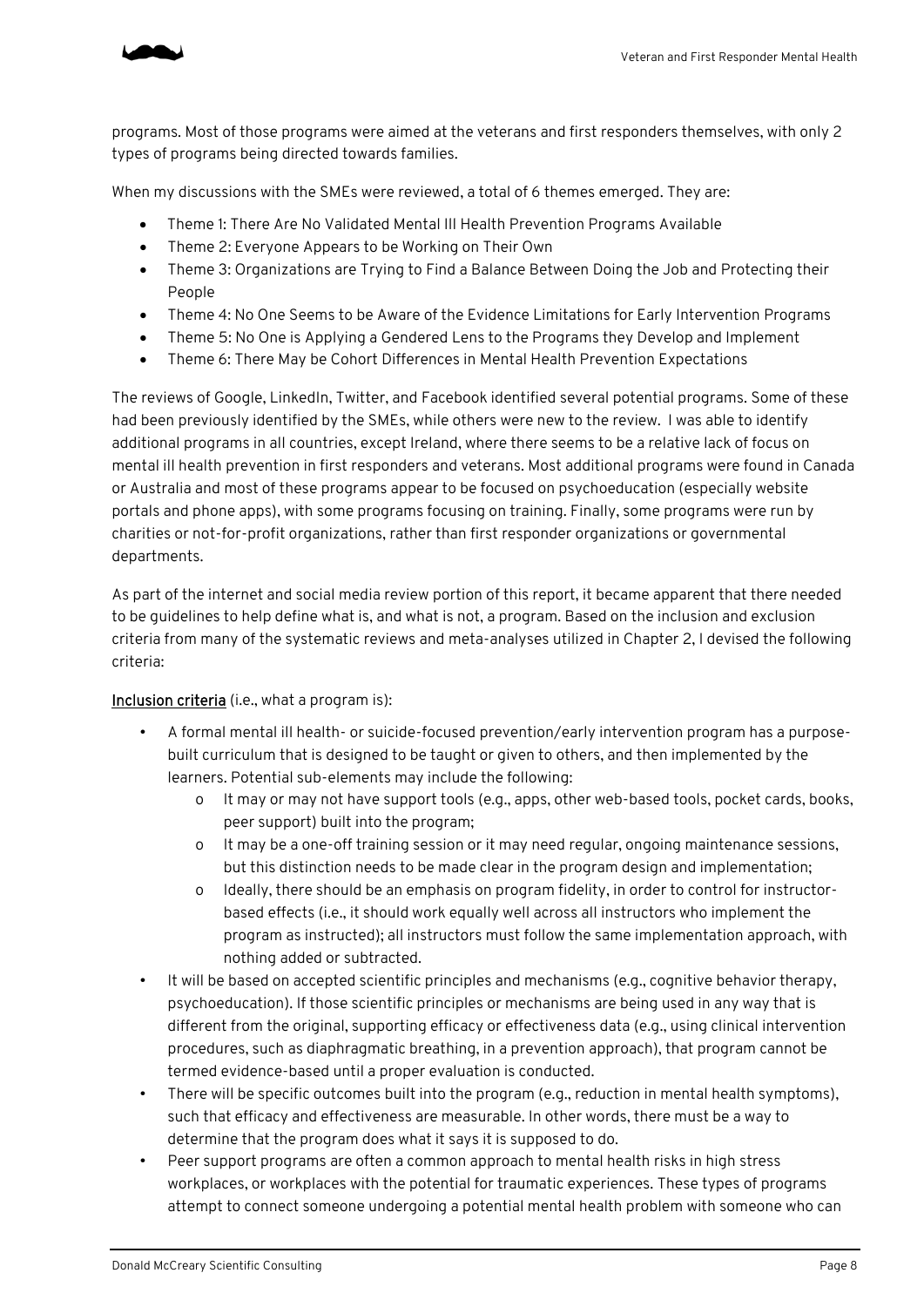programs. Most of those programs were aimed at the veterans and first responders themselves, with only 2 types of programs being directed towards families.

When my discussions with the SMEs were reviewed, a total of 6 themes emerged. They are:

- Theme 1: There Are No Validated Mental Ill Health Prevention Programs Available
- Theme 2: Everyone Appears to be Working on Their Own
- Theme 3: Organizations are Trying to Find a Balance Between Doing the Job and Protecting their People
- Theme 4: No One Seems to be Aware of the Evidence Limitations for Early Intervention Programs
- Theme 5: No One is Applying a Gendered Lens to the Programs they Develop and Implement
- Theme 6: There May be Cohort Differences in Mental Health Prevention Expectations

The reviews of Google, LinkedIn, Twitter, and Facebook identified several potential programs. Some of these had been previously identified by the SMEs, while others were new to the review. I was able to identify additional programs in all countries, except Ireland, where there seems to be a relative lack of focus on mental ill health prevention in first responders and veterans. Most additional programs were found in Canada or Australia and most of these programs appear to be focused on psychoeducation (especially website portals and phone apps), with some programs focusing on training. Finally, some programs were run by charities or not-for-profit organizations, rather than first responder organizations or governmental departments.

As part of the internet and social media review portion of this report, it became apparent that there needed to be guidelines to help define what is, and what is not, a program. Based on the inclusion and exclusion criteria from many of the systematic reviews and meta-analyses utilized in Chapter 2, I devised the following criteria:

<u>Inclusion criteria</u> (i.e., what a program is):

- A formal mental ill health- or suicide-focused prevention/early intervention program has a purpose-built curriculum that is designed to be taught or given to others, and then implemented by the learners. Potential sub-elements may include the following:
  - It may or may not have support tools (e.g., apps, other web-based tools, pocket cards, books, peer support) built into the program;
  - It may be a one-off training session or it may need regular, ongoing maintenance sessions, but this distinction needs to be made clear in the program design and implementation;
  - Ideally, there should be an emphasis on program fidelity, in order to control for instructor-based effects (i.e., it should work equally well across all instructors who implement the program as instructed); all instructors must follow the same implementation approach, with nothing added or subtracted.
- It will be based on accepted scientific principles and mechanisms (e.g., cognitive behavior therapy, psychoeducation). If those scientific principles or mechanisms are being used in any way that is different from the original, supporting efficacy or effectiveness data (e.g., using clinical intervention procedures, such as diaphragmatic breathing, in a prevention approach), that program cannot be termed evidence-based until a proper evaluation is conducted.
- There will be specific outcomes built into the program (e.g., reduction in mental health symptoms), such that efficacy and effectiveness are measurable. In other words, there must be a way to determine that the program does what it says it is supposed to do.
- Peer support programs are often a common approach to mental health risks in high stress workplaces, or workplaces with the potential for traumatic experiences. These types of programs attempt to connect someone undergoing a potential mental health problem with someone who can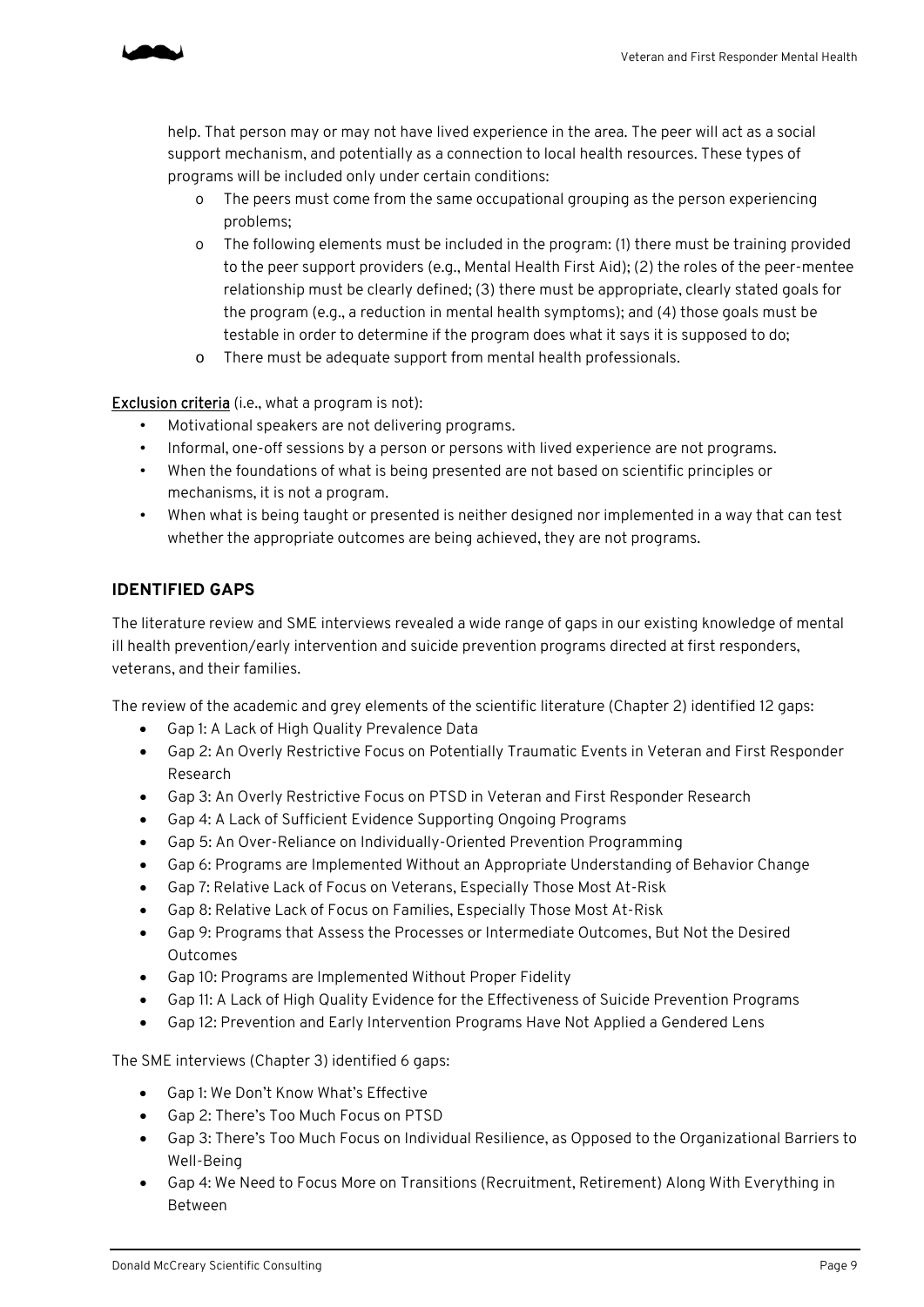help. That person may or may not have lived experience in the area. The peer will act as a social support mechanism, and potentially as a connection to local health resources. These types of programs will be included only under certain conditions:

- The peers must come from the same occupational grouping as the person experiencing problems;
- The following elements must be included in the program: (1) there must be training provided to the peer support providers (e.g., Mental Health First Aid); (2) the roles of the peer-mentee relationship must be clearly defined; (3) there must be appropriate, clearly stated goals for the program (e.g., a reduction in mental health symptoms); and (4) those goals must be testable in order to determine if the program does what it says it is supposed to do;
- There must be adequate support from mental health professionals.

**Exclusion criteria** (i.e., what a program is not):

- Motivational speakers are not delivering programs.
- Informal, one-off sessions by a person or persons with lived experience are not programs.
- When the foundations of what is being presented are not based on scientific principles or mechanisms, it is not a program.
- When what is being taught or presented is neither designed nor implemented in a way that can test whether the appropriate outcomes are being achieved, they are not programs.

## IDENTIFIED GAPS

The literature review and SME interviews revealed a wide range of gaps in our existing knowledge of mental ill health prevention/early intervention and suicide prevention programs directed at first responders, veterans, and their families.

The review of the academic and grey elements of the scientific literature (Chapter 2) identified 12 gaps:

- Gap 1: A Lack of High Quality Prevalence Data
- Gap 2: An Overly Restrictive Focus on Potentially Traumatic Events in Veteran and First Responder Research
- Gap 3: An Overly Restrictive Focus on PTSD in Veteran and First Responder Research
- Gap 4: A Lack of Sufficient Evidence Supporting Ongoing Programs
- Gap 5: An Over-Reliance on Individually-Oriented Prevention Programming
- Gap 6: Programs are Implemented Without an Appropriate Understanding of Behavior Change
- Gap 7: Relative Lack of Focus on Veterans, Especially Those Most At-Risk
- Gap 8: Relative Lack of Focus on Families, Especially Those Most At-Risk
- Gap 9: Programs that Assess the Processes or Intermediate Outcomes, But Not the Desired Outcomes
- Gap 10: Programs are Implemented Without Proper Fidelity
- Gap 11: A Lack of High Quality Evidence for the Effectiveness of Suicide Prevention Programs
- Gap 12: Prevention and Early Intervention Programs Have Not Applied a Gendered Lens

The SME interviews (Chapter 3) identified 6 gaps:

- Gap 1: We Don't Know What's Effective
- Gap 2: There's Too Much Focus on PTSD
- Gap 3: There's Too Much Focus on Individual Resilience, as Opposed to the Organizational Barriers to Well-Being
- Gap 4: We Need to Focus More on Transitions (Recruitment, Retirement) Along With Everything in Between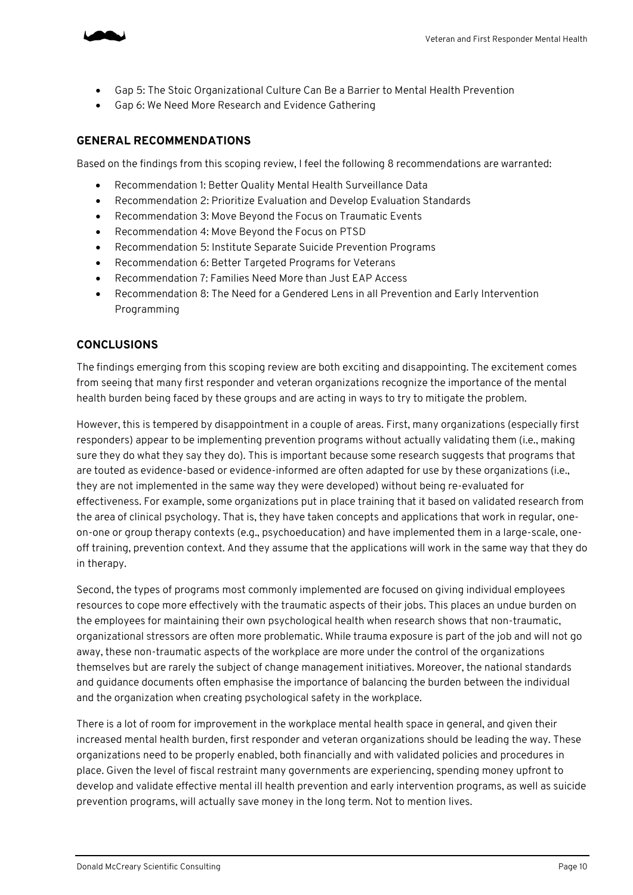- Gap 5: The Stoic Organizational Culture Can Be a Barrier to Mental Health Prevention
- Gap 6: We Need More Research and Evidence Gathering

## GENERAL RECOMMENDATIONS

Based on the findings from this scoping review, I feel the following 8 recommendations are warranted:

- Recommendation 1: Better Quality Mental Health Surveillance Data
- Recommendation 2: Prioritize Evaluation and Develop Evaluation Standards
- Recommendation 3: Move Beyond the Focus on Traumatic Events
- Recommendation 4: Move Beyond the Focus on PTSD
- Recommendation 5: Institute Separate Suicide Prevention Programs
- Recommendation 6: Better Targeted Programs for Veterans
- Recommendation 7: Families Need More than Just EAP Access
- Recommendation 8: The Need for a Gendered Lens in all Prevention and Early Intervention Programming

## CONCLUSIONS

The findings emerging from this scoping review are both exciting and disappointing. The excitement comes from seeing that many first responder and veteran organizations recognize the importance of the mental health burden being faced by these groups and are acting in ways to try to mitigate the problem.

However, this is tempered by disappointment in a couple of areas. First, many organizations (especially first responders) appear to be implementing prevention programs without actually validating them (i.e., making sure they do what they say they do). This is important because some research suggests that programs that are touted as evidence-based or evidence-informed are often adapted for use by these organizations (i.e., they are not implemented in the same way they were developed) without being re-evaluated for effectiveness. For example, some organizations put in place training that it based on validated research from the area of clinical psychology. That is, they have taken concepts and applications that work in regular, one-on-one or group therapy contexts (e.g., psychoeducation) and have implemented them in a large-scale, one-off training, prevention context. And they assume that the applications will work in the same way that they do in therapy.

Second, the types of programs most commonly implemented are focused on giving individual employees resources to cope more effectively with the traumatic aspects of their jobs. This places an undue burden on the employees for maintaining their own psychological health when research shows that non-traumatic, organizational stressors are often more problematic. While trauma exposure is part of the job and will not go away, these non-traumatic aspects of the workplace are more under the control of the organizations themselves but are rarely the subject of change management initiatives. Moreover, the national standards and guidance documents often emphasise the importance of balancing the burden between the individual and the organization when creating psychological safety in the workplace.

There is a lot of room for improvement in the workplace mental health space in general, and given their increased mental health burden, first responder and veteran organizations should be leading the way. These organizations need to be properly enabled, both financially and with validated policies and procedures in place. Given the level of fiscal restraint many governments are experiencing, spending money upfront to develop and validate effective mental ill health prevention and early intervention programs, as well as suicide prevention programs, will actually save money in the long term. Not to mention lives.